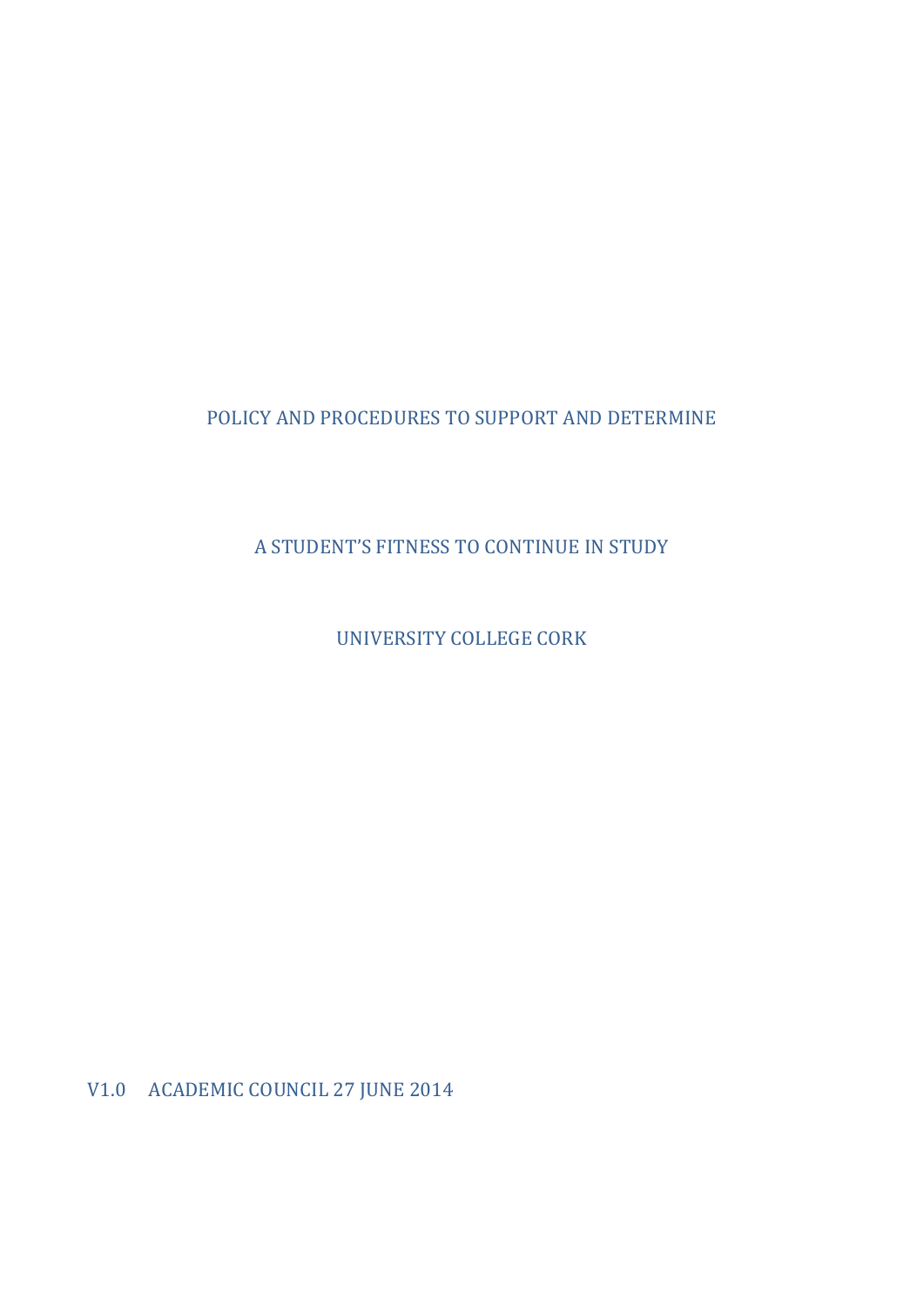# POLICY AND PROCEDURES TO SUPPORT AND DETERMINE

# A STUDENT'S FITNESS TO CONTINUE IN STUDY

# UNIVERSITY COLLEGE CORK

V1.0 ACADEMIC COUNCIL 27 JUNE 2014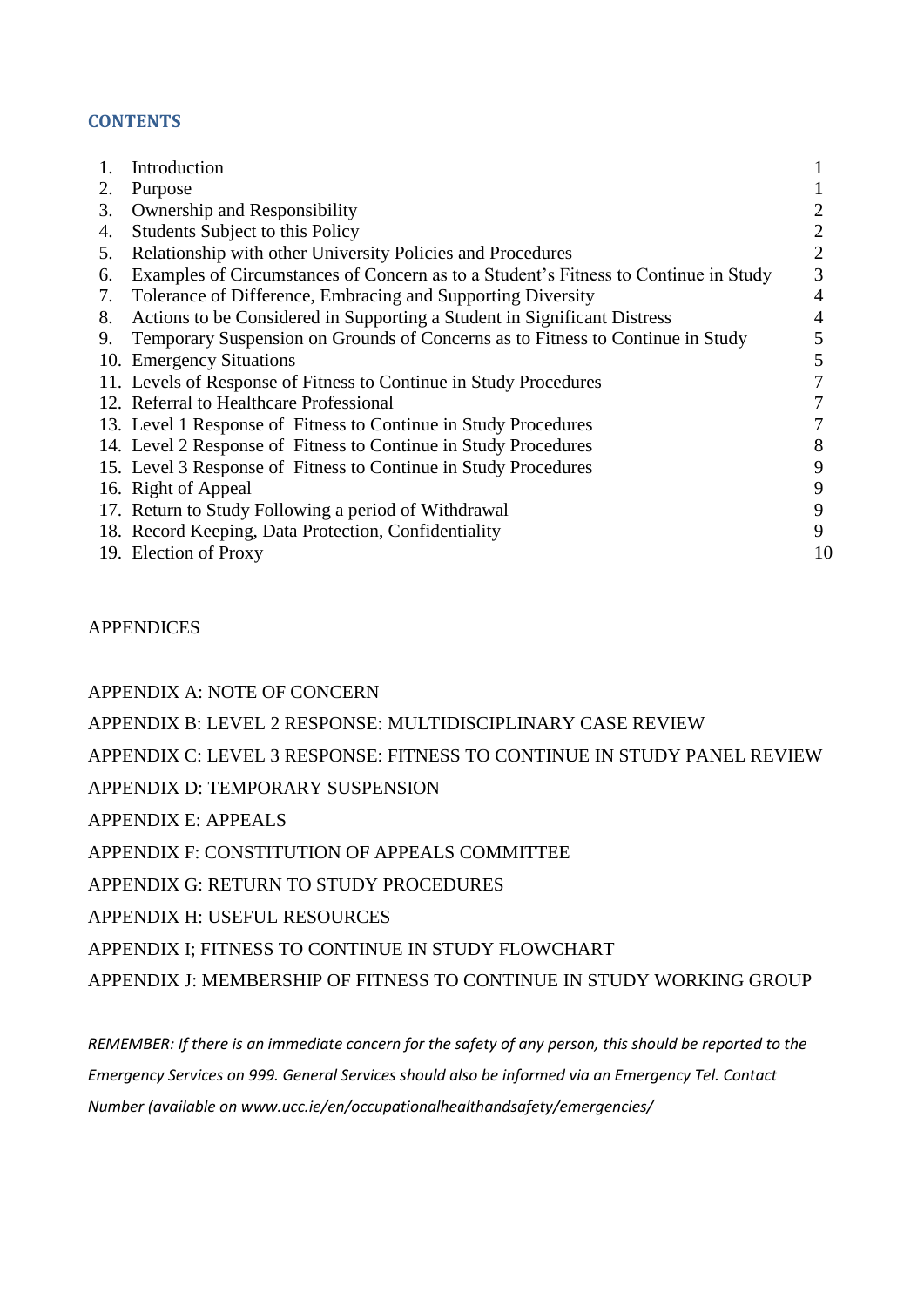## CONTENTS

| | | |
|---|---|---|
| 1. | Introduction | 1 |
| 2. | Purpose | 1 |
| 3. | Ownership and Responsibility | 2 |
| 4. | Students Subject to this Policy | 2 |
| 5. | Relationship with other University Policies and Procedures | 2 |
| 6. | Examples of Circumstances of Concern as to a Student's Fitness to Continue in Study | 3 |
| 7. | Tolerance of Difference, Embracing and Supporting Diversity | 4 |
| 8. | Actions to be Considered in Supporting a Student in Significant Distress | 4 |
| 9. | Temporary Suspension on Grounds of Concerns as to Fitness to Continue in Study | 5 |
| 10. | Emergency Situations | 5 |
| 11. | Levels of Response of Fitness to Continue in Study Procedures | 7 |
| 12. | Referral to Healthcare Professional | 7 |
| 13. | Level 1 Response of Fitness to Continue in Study Procedures | 7 |
| 14. | Level 2 Response of Fitness to Continue in Study Procedures | 8 |
| 15. | Level 3 Response of Fitness to Continue in Study Procedures | 9 |
| 16. | Right of Appeal | 9 |
| 17. | Return to Study Following a period of Withdrawal | 9 |
| 18. | Record Keeping, Data Protection, Confidentiality | 9 |
| 19. | Election of Proxy | 10 |

APPENDICES

APPENDIX A: NOTE OF CONCERN

APPENDIX B: LEVEL 2 RESPONSE: MULTIDISCIPLINARY CASE REVIEW

APPENDIX C: LEVEL 3 RESPONSE: FITNESS TO CONTINUE IN STUDY PANEL REVIEW

APPENDIX D: TEMPORARY SUSPENSION

APPENDIX E: APPEALS

APPENDIX F: CONSTITUTION OF APPEALS COMMITTEE

APPENDIX G: RETURN TO STUDY PROCEDURES

APPENDIX H: USEFUL RESOURCES

APPENDIX I; FITNESS TO CONTINUE IN STUDY FLOWCHART

APPENDIX J: MEMBERSHIP OF FITNESS TO CONTINUE IN STUDY WORKING GROUP

*REMEMBER: If there is an immediate concern for the safety of any person, this should be reported to the Emergency Services on 999. General Services should also be informed via an Emergency Tel. Contact Number (available on www.ucc.ie/en/occupationalhealthandsafety/emergencies/*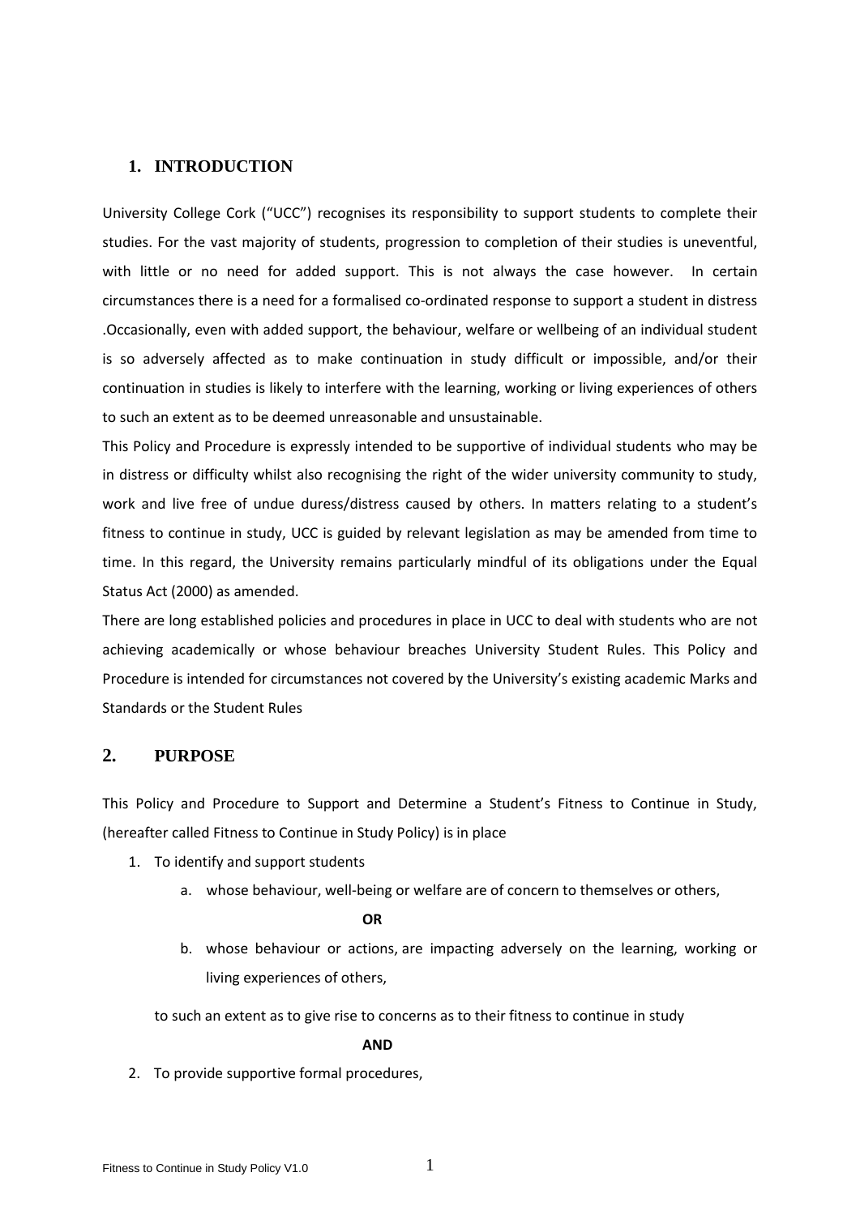## 1. INTRODUCTION

University College Cork ("UCC") recognises its responsibility to support students to complete their studies. For the vast majority of students, progression to completion of their studies is uneventful, with little or no need for added support. This is not always the case however. In certain circumstances there is a need for a formalised co-ordinated response to support a student in distress .Occasionally, even with added support, the behaviour, welfare or wellbeing of an individual student is so adversely affected as to make continuation in study difficult or impossible, and/or their continuation in studies is likely to interfere with the learning, working or living experiences of others to such an extent as to be deemed unreasonable and unsustainable.

This Policy and Procedure is expressly intended to be supportive of individual students who may be in distress or difficulty whilst also recognising the right of the wider university community to study, work and live free of undue duress/distress caused by others. In matters relating to a student's fitness to continue in study, UCC is guided by relevant legislation as may be amended from time to time. In this regard, the University remains particularly mindful of its obligations under the Equal Status Act (2000) as amended.

There are long established policies and procedures in place in UCC to deal with students who are not achieving academically or whose behaviour breaches University Student Rules. This Policy and Procedure is intended for circumstances not covered by the University's existing academic Marks and Standards or the Student Rules

## 2. PURPOSE

This Policy and Procedure to Support and Determine a Student's Fitness to Continue in Study, (hereafter called Fitness to Continue in Study Policy) is in place

1. To identify and support students
   a. whose behaviour, well-being or welfare are of concern to themselves or others,

   **OR**

   b. whose behaviour or actions, are impacting adversely on the learning, working or living experiences of others,

   to such an extent as to give rise to concerns as to their fitness to continue in study

   **AND**

2. To provide supportive formal procedures,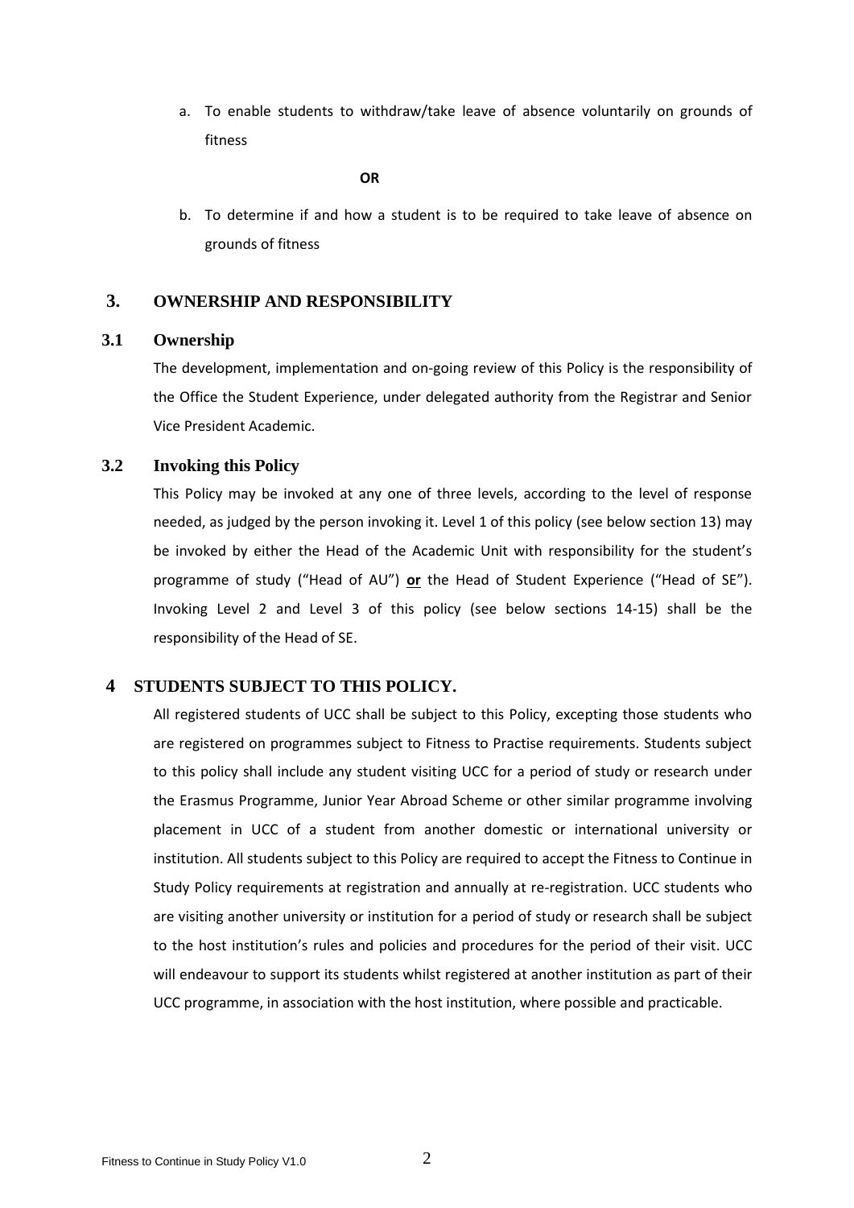a. To enable students to withdraw/take leave of absence voluntarily on grounds of fitness

**OR**

b. To determine if and how a student is to be required to take leave of absence on grounds of fitness

## 3. OWNERSHIP AND RESPONSIBILITY

### 3.1 Ownership

The development, implementation and on-going review of this Policy is the responsibility of the Office the Student Experience, under delegated authority from the Registrar and Senior Vice President Academic.

### 3.2 Invoking this Policy

This Policy may be invoked at any one of three levels, according to the level of response needed, as judged by the person invoking it. Level 1 of this policy (see below section 13) may be invoked by either the Head of the Academic Unit with responsibility for the student's programme of study ("Head of AU") **or** the Head of Student Experience ("Head of SE"). Invoking Level 2 and Level 3 of this policy (see below sections 14-15) shall be the responsibility of the Head of SE.

## 4 STUDENTS SUBJECT TO THIS POLICY.

All registered students of UCC shall be subject to this Policy, excepting those students who are registered on programmes subject to Fitness to Practise requirements. Students subject to this policy shall include any student visiting UCC for a period of study or research under the Erasmus Programme, Junior Year Abroad Scheme or other similar programme involving placement in UCC of a student from another domestic or international university or institution. All students subject to this Policy are required to accept the Fitness to Continue in Study Policy requirements at registration and annually at re-registration. UCC students who are visiting another university or institution for a period of study or research shall be subject to the host institution's rules and policies and procedures for the period of their visit. UCC will endeavour to support its students whilst registered at another institution as part of their UCC programme, in association with the host institution, where possible and practicable.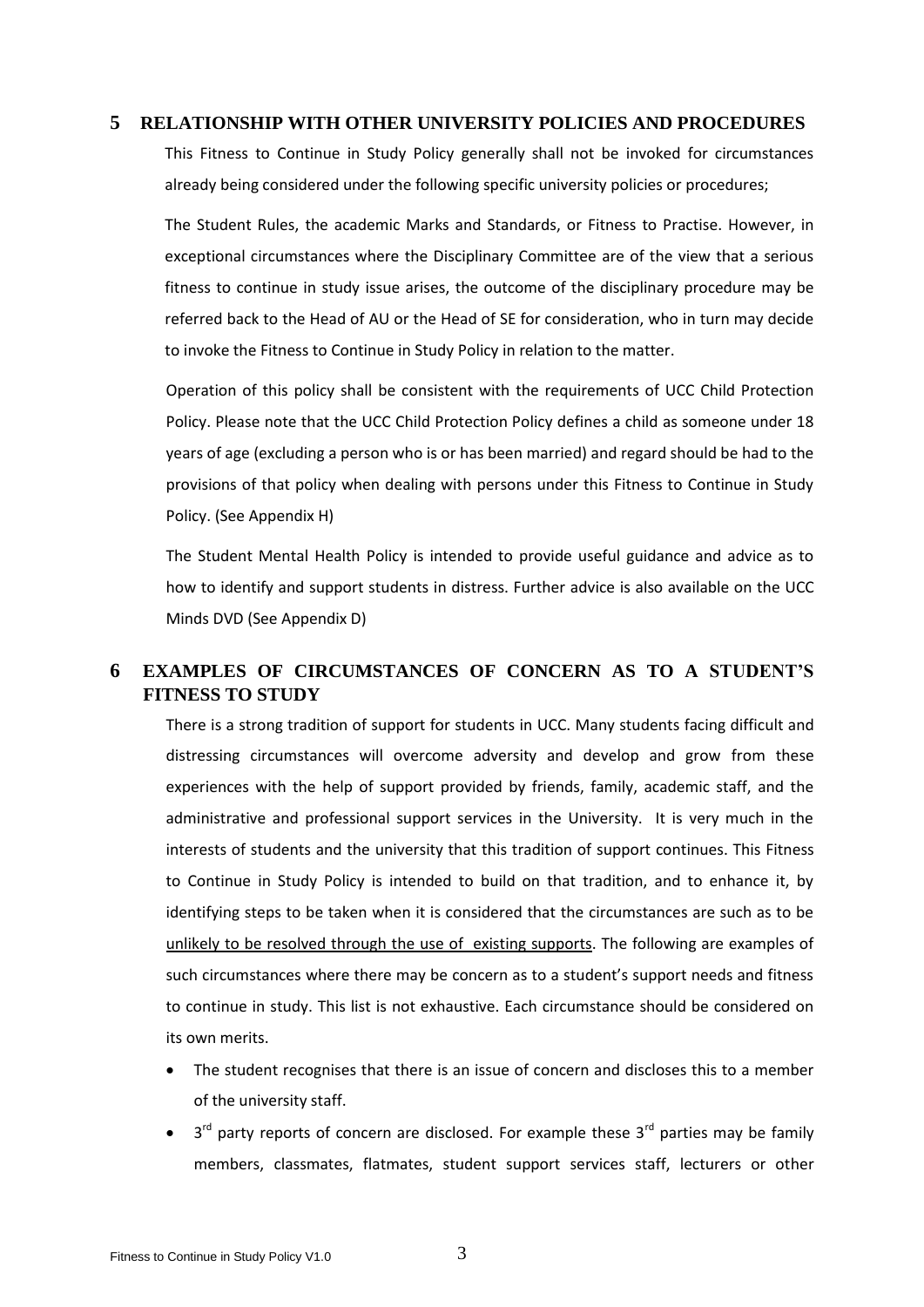## 5 RELATIONSHIP WITH OTHER UNIVERSITY POLICIES AND PROCEDURES

This Fitness to Continue in Study Policy generally shall not be invoked for circumstances already being considered under the following specific university policies or procedures;

The Student Rules, the academic Marks and Standards, or Fitness to Practise. However, in exceptional circumstances where the Disciplinary Committee are of the view that a serious fitness to continue in study issue arises, the outcome of the disciplinary procedure may be referred back to the Head of AU or the Head of SE for consideration, who in turn may decide to invoke the Fitness to Continue in Study Policy in relation to the matter.

Operation of this policy shall be consistent with the requirements of UCC Child Protection Policy. Please note that the UCC Child Protection Policy defines a child as someone under 18 years of age (excluding a person who is or has been married) and regard should be had to the provisions of that policy when dealing with persons under this Fitness to Continue in Study Policy. (See Appendix H)

The Student Mental Health Policy is intended to provide useful guidance and advice as to how to identify and support students in distress. Further advice is also available on the UCC Minds DVD (See Appendix D)

## 6 EXAMPLES OF CIRCUMSTANCES OF CONCERN AS TO A STUDENT'S FITNESS TO STUDY

There is a strong tradition of support for students in UCC. Many students facing difficult and distressing circumstances will overcome adversity and develop and grow from these experiences with the help of support provided by friends, family, academic staff, and the administrative and professional support services in the University. It is very much in the interests of students and the university that this tradition of support continues. This Fitness to Continue in Study Policy is intended to build on that tradition, and to enhance it, by identifying steps to be taken when it is considered that the circumstances are such as to be unlikely to be resolved through the use of existing supports. The following are examples of such circumstances where there may be concern as to a student's support needs and fitness to continue in study. This list is not exhaustive. Each circumstance should be considered on its own merits.

- The student recognises that there is an issue of concern and discloses this to a member of the university staff.
- 3rd party reports of concern are disclosed. For example these 3rd parties may be family members, classmates, flatmates, student support services staff, lecturers or other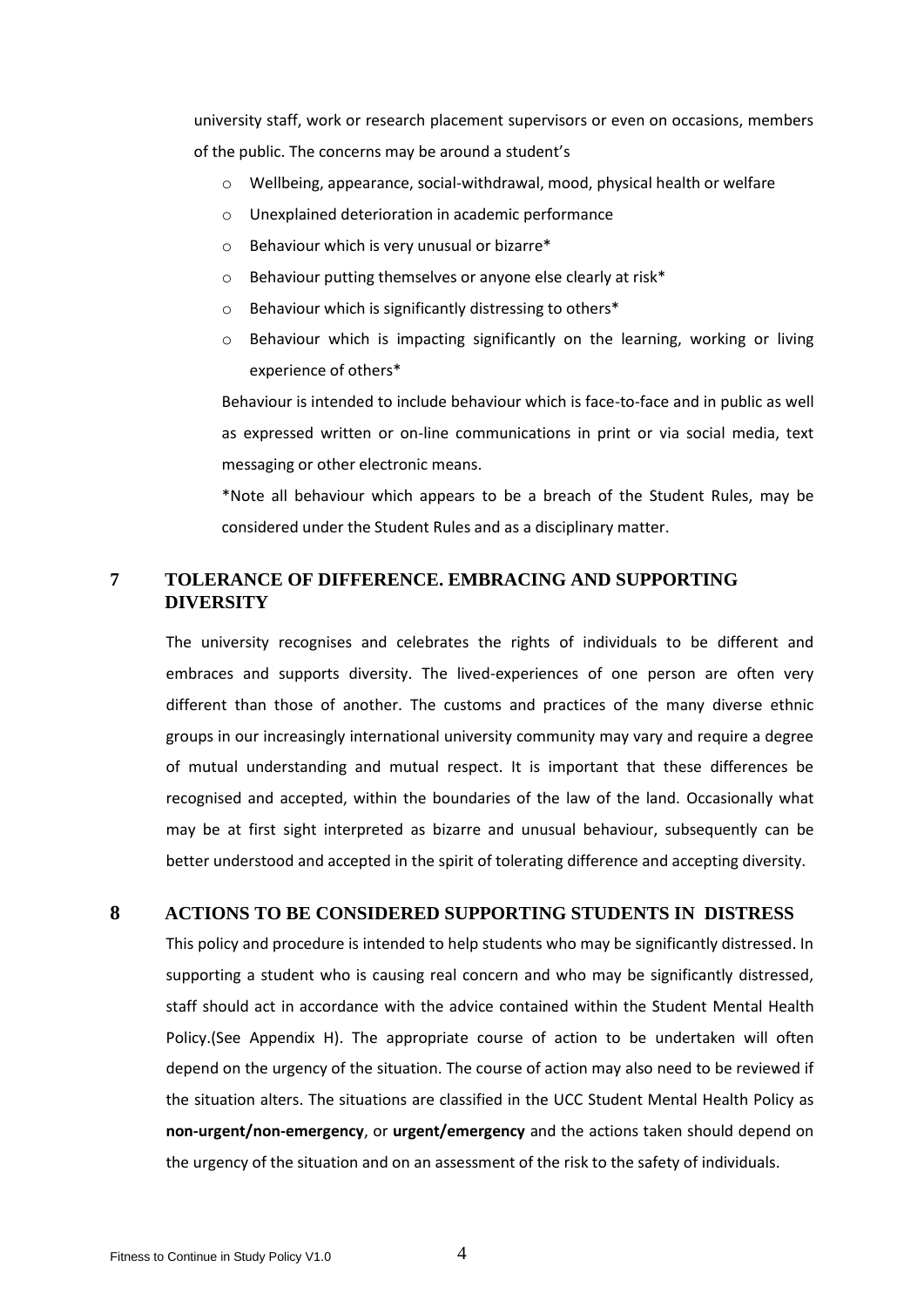university staff, work or research placement supervisors or even on occasions, members of the public. The concerns may be around a student's

- Wellbeing, appearance, social-withdrawal, mood, physical health or welfare
- Unexplained deterioration in academic performance
- Behaviour which is very unusual or bizarre*
- Behaviour putting themselves or anyone else clearly at risk*
- Behaviour which is significantly distressing to others*
- Behaviour which is impacting significantly on the learning, working or living experience of others*

Behaviour is intended to include behaviour which is face-to-face and in public as well as expressed written or on-line communications in print or via social media, text messaging or other electronic means.

*Note all behaviour which appears to be a breach of the Student Rules, may be considered under the Student Rules and as a disciplinary matter.

## 7 TOLERANCE OF DIFFERENCE. EMBRACING AND SUPPORTING DIVERSITY

The university recognises and celebrates the rights of individuals to be different and embraces and supports diversity. The lived-experiences of one person are often very different than those of another. The customs and practices of the many diverse ethnic groups in our increasingly international university community may vary and require a degree of mutual understanding and mutual respect. It is important that these differences be recognised and accepted, within the boundaries of the law of the land. Occasionally what may be at first sight interpreted as bizarre and unusual behaviour, subsequently can be better understood and accepted in the spirit of tolerating difference and accepting diversity.

## 8 ACTIONS TO BE CONSIDERED SUPPORTING STUDENTS IN DISTRESS

This policy and procedure is intended to help students who may be significantly distressed. In supporting a student who is causing real concern and who may be significantly distressed, staff should act in accordance with the advice contained within the Student Mental Health Policy.(See Appendix H). The appropriate course of action to be undertaken will often depend on the urgency of the situation. The course of action may also need to be reviewed if the situation alters. The situations are classified in the UCC Student Mental Health Policy as **non-urgent/non-emergency**, or **urgent/emergency** and the actions taken should depend on the urgency of the situation and on an assessment of the risk to the safety of individuals.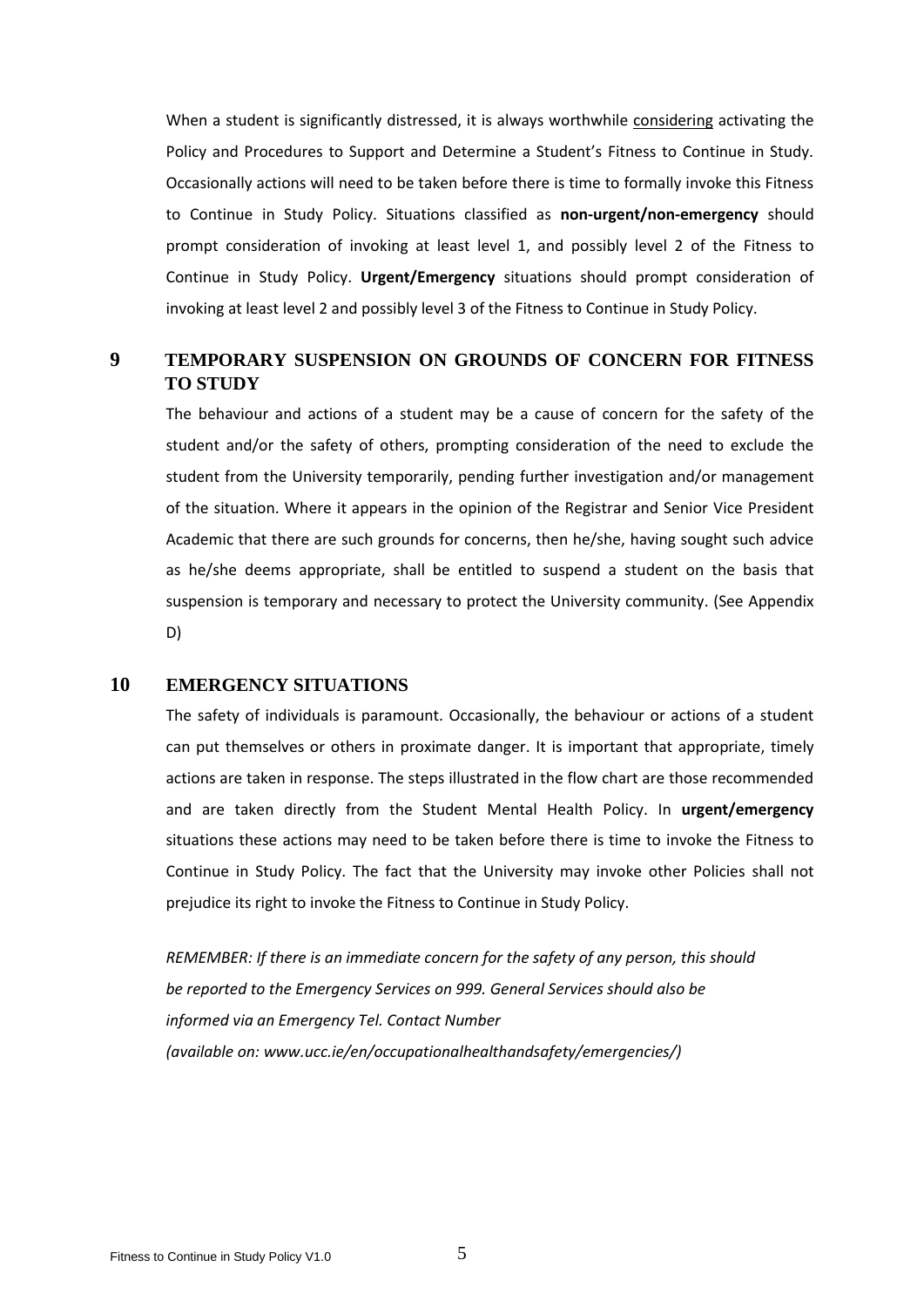When a student is significantly distressed, it is always worthwhile considering activating the Policy and Procedures to Support and Determine a Student's Fitness to Continue in Study. Occasionally actions will need to be taken before there is time to formally invoke this Fitness to Continue in Study Policy. Situations classified as **non-urgent/non-emergency** should prompt consideration of invoking at least level 1, and possibly level 2 of the Fitness to Continue in Study Policy. **Urgent/Emergency** situations should prompt consideration of invoking at least level 2 and possibly level 3 of the Fitness to Continue in Study Policy.

## 9 TEMPORARY SUSPENSION ON GROUNDS OF CONCERN FOR FITNESS TO STUDY

The behaviour and actions of a student may be a cause of concern for the safety of the student and/or the safety of others, prompting consideration of the need to exclude the student from the University temporarily, pending further investigation and/or management of the situation. Where it appears in the opinion of the Registrar and Senior Vice President Academic that there are such grounds for concerns, then he/she, having sought such advice as he/she deems appropriate, shall be entitled to suspend a student on the basis that suspension is temporary and necessary to protect the University community. (See Appendix D)

## 10 EMERGENCY SITUATIONS

The safety of individuals is paramount. Occasionally, the behaviour or actions of a student can put themselves or others in proximate danger. It is important that appropriate, timely actions are taken in response. The steps illustrated in the flow chart are those recommended and are taken directly from the Student Mental Health Policy. In **urgent/emergency** situations these actions may need to be taken before there is time to invoke the Fitness to Continue in Study Policy. The fact that the University may invoke other Policies shall not prejudice its right to invoke the Fitness to Continue in Study Policy.

*REMEMBER: If there is an immediate concern for the safety of any person, this should be reported to the Emergency Services on 999. General Services should also be informed via an Emergency Tel. Contact Number (available on: www.ucc.ie/en/occupationalhealthandsafety/emergencies/)*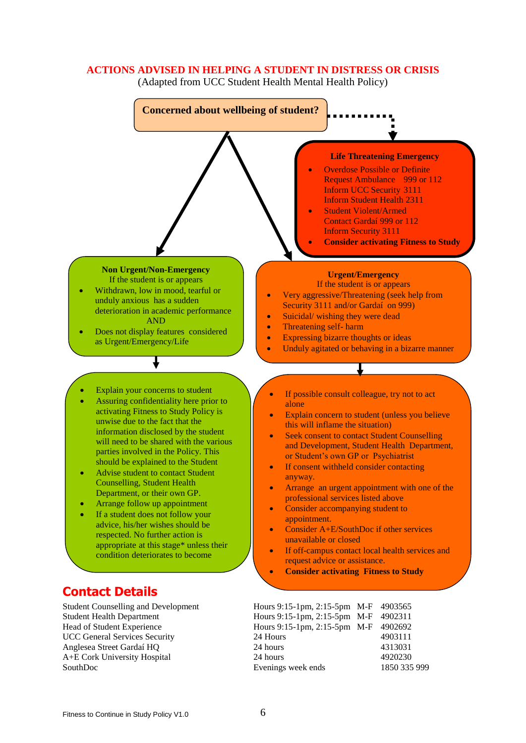## ACTIONS ADVISED IN HELPING A STUDENT IN DISTRESS OR CRISIS

(Adapted from UCC Student Health Mental Health Policy)

**Concerned about wellbeing of student?**

**Life Threatening Emergency**

- Overdose Possible or Definite
  Request Ambulance 999 or 112
  Inform UCC Security 3111
  Inform Student Health 2311
- Student Violent/Armed
  Contact Gardaí 999 or 112
  Inform Security 3111
- **Consider activating Fitness to Study**

**Non Urgent/Non-Emergency**

If the student is or appears

- Withdrawn, low in mood, tearful or unduly anxious has a sudden deterioration in academic performance AND
- Does not display features considered as Urgent/Emergency/Life

Actions:

- Explain your concerns to student
- Assuring confidentiality here prior to activating Fitness to Study Policy is unwise due to the fact that the information disclosed by the student will need to be shared with the various parties involved in the Policy. This should be explained to the Student
- Advise student to contact Student Counselling, Student Health Department, or their own GP.
- Arrange follow up appointment
- If a student does not follow your advice, his/her wishes should be respected. No further action is appropriate at this stage* unless their condition deteriorates to become

**Urgent/Emergency**

If the student is or appears

- Very aggressive/Threatening (seek help from Security 3111 and/or Gardaí on 999)
- Suicidal/ wishing they were dead
- Threatening self- harm
- Expressing bizarre thoughts or ideas
- Unduly agitated or behaving in a bizarre manner

Actions:

- If possible consult colleague, try not to act alone
- Explain concern to student (unless you believe this will inflame the situation)
- Seek consent to contact Student Counselling and Development, Student Health Department, or Student's own GP or Psychiatrist
- If consent withheld consider contacting anyway.
- Arrange an urgent appointment with one of the professional services listed above
- Consider accompanying student to appointment.
- Consider A+E/SouthDoc if other services unavailable or closed
- If off-campus contact local health services and request advice or assistance.
- **Consider activating Fitness to Study**

## Contact Details

| Service | Hours | Days | Number |
|---|---|---|---|
| Student Counselling and Development | Hours 9:15-1pm, 2:15-5pm | M-F | 4903565 |
| Student Health Department | Hours 9:15-1pm, 2:15-5pm | M-F | 4902311 |
| Head of Student Experience | Hours 9:15-1pm, 2:15-5pm | M-F | 4902692 |
| UCC General Services Security | 24 Hours | | 4903111 |
| Anglesea Street Gardaí HQ | 24 hours | | 4313031 |
| A+E Cork University Hospital | 24 hours | | 4920230 |
| SouthDoc | Evenings week ends | | 1850 335 999 |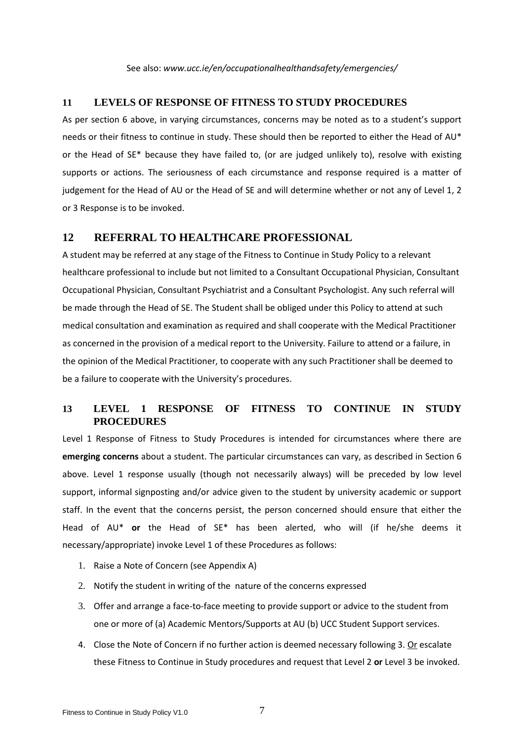See also: *www.ucc.ie/en/occupationalhealthandsafety/emergencies/*

## 11 LEVELS OF RESPONSE OF FITNESS TO STUDY PROCEDURES

As per section 6 above, in varying circumstances, concerns may be noted as to a student's support needs or their fitness to continue in study. These should then be reported to either the Head of AU* or the Head of SE* because they have failed to, (or are judged unlikely to), resolve with existing supports or actions. The seriousness of each circumstance and response required is a matter of judgement for the Head of AU or the Head of SE and will determine whether or not any of Level 1, 2 or 3 Response is to be invoked.

## 12 REFERRAL TO HEALTHCARE PROFESSIONAL

A student may be referred at any stage of the Fitness to Continue in Study Policy to a relevant healthcare professional to include but not limited to a Consultant Occupational Physician, Consultant Occupational Physician, Consultant Psychiatrist and a Consultant Psychologist. Any such referral will be made through the Head of SE. The Student shall be obliged under this Policy to attend at such medical consultation and examination as required and shall cooperate with the Medical Practitioner as concerned in the provision of a medical report to the University. Failure to attend or a failure, in the opinion of the Medical Practitioner, to cooperate with any such Practitioner shall be deemed to be a failure to cooperate with the University's procedures.

## 13 LEVEL 1 RESPONSE OF FITNESS TO CONTINUE IN STUDY PROCEDURES

Level 1 Response of Fitness to Study Procedures is intended for circumstances where there are **emerging concerns** about a student. The particular circumstances can vary, as described in Section 6 above. Level 1 response usually (though not necessarily always) will be preceded by low level support, informal signposting and/or advice given to the student by university academic or support staff. In the event that the concerns persist, the person concerned should ensure that either the Head of AU* **or** the Head of SE* has been alerted, who will (if he/she deems it necessary/appropriate) invoke Level 1 of these Procedures as follows:

1. Raise a Note of Concern (see Appendix A)
2. Notify the student in writing of the nature of the concerns expressed
3. Offer and arrange a face-to-face meeting to provide support or advice to the student from one or more of (a) Academic Mentors/Supports at AU (b) UCC Student Support services.
4. Close the Note of Concern if no further action is deemed necessary following 3. Or escalate these Fitness to Continue in Study procedures and request that Level 2 **or** Level 3 be invoked.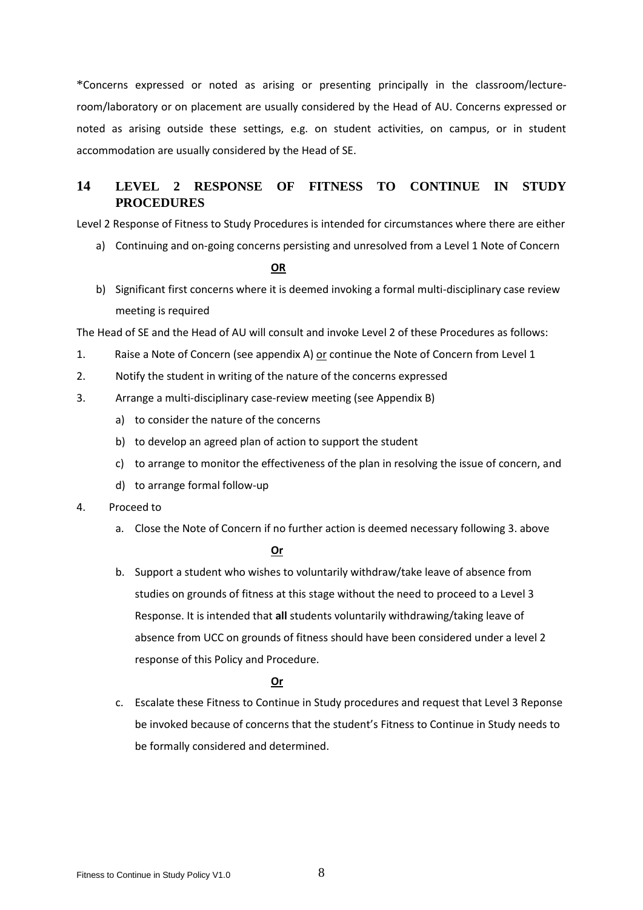*Concerns expressed or noted as arising or presenting principally in the classroom/lecture-room/laboratory or on placement are usually considered by the Head of AU. Concerns expressed or noted as arising outside these settings, e.g. on student activities, on campus, or in student accommodation are usually considered by the Head of SE.

## 14 LEVEL 2 RESPONSE OF FITNESS TO CONTINUE IN STUDY PROCEDURES

Level 2 Response of Fitness to Study Procedures is intended for circumstances where there are either

a) Continuing and on-going concerns persisting and unresolved from a Level 1 Note of Concern

**OR**

b) Significant first concerns where it is deemed invoking a formal multi-disciplinary case review meeting is required

The Head of SE and the Head of AU will consult and invoke Level 2 of these Procedures as follows:

1. Raise a Note of Concern (see appendix A) or continue the Note of Concern from Level 1
2. Notify the student in writing of the nature of the concerns expressed
3. Arrange a multi-disciplinary case-review meeting (see Appendix B)
   a) to consider the nature of the concerns
   b) to develop an agreed plan of action to support the student
   c) to arrange to monitor the effectiveness of the plan in resolving the issue of concern, and
   d) to arrange formal follow-up
4. Proceed to
   a. Close the Note of Concern if no further action is deemed necessary following 3. above

   **Or**

   b. Support a student who wishes to voluntarily withdraw/take leave of absence from studies on grounds of fitness at this stage without the need to proceed to a Level 3 Response. It is intended that **all** students voluntarily withdrawing/taking leave of absence from UCC on grounds of fitness should have been considered under a level 2 response of this Policy and Procedure.

   **Or**

   c. Escalate these Fitness to Continue in Study procedures and request that Level 3 Reponse be invoked because of concerns that the student's Fitness to Continue in Study needs to be formally considered and determined.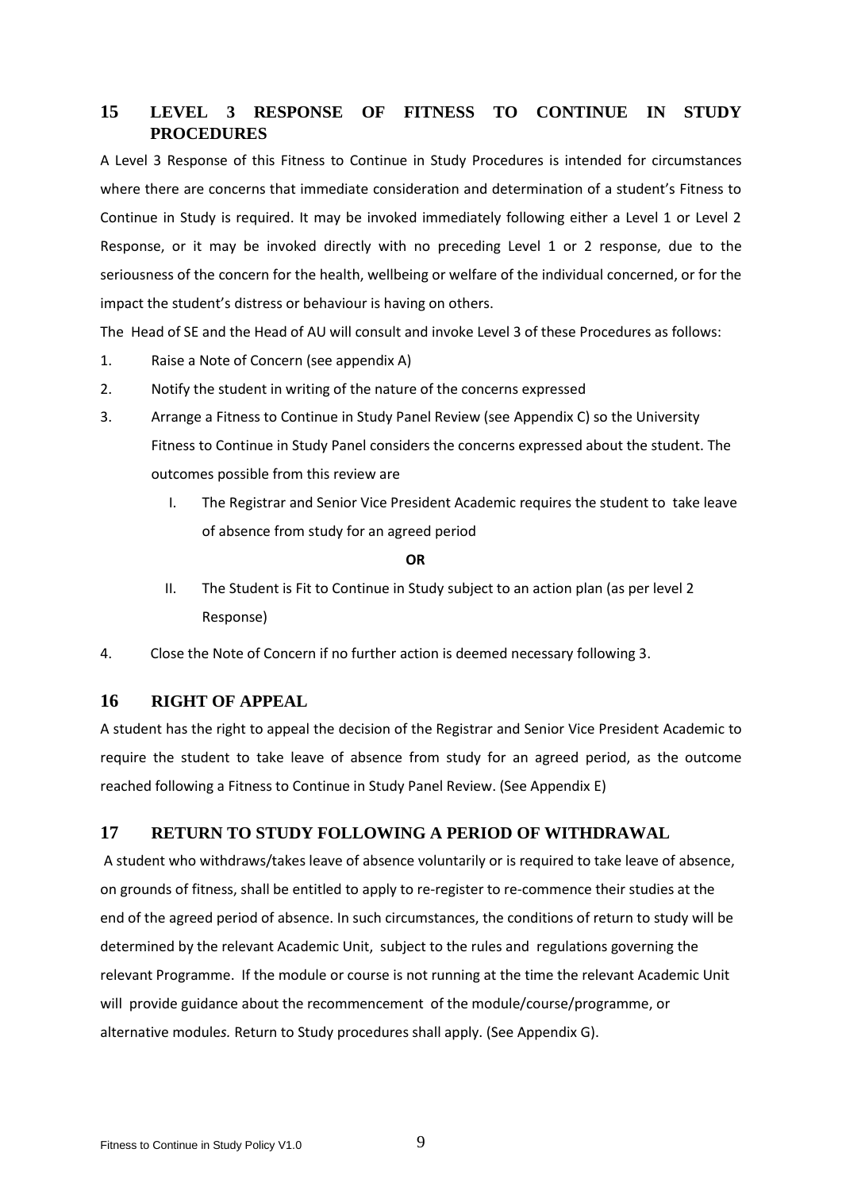## 15 LEVEL 3 RESPONSE OF FITNESS TO CONTINUE IN STUDY PROCEDURES

A Level 3 Response of this Fitness to Continue in Study Procedures is intended for circumstances where there are concerns that immediate consideration and determination of a student's Fitness to Continue in Study is required. It may be invoked immediately following either a Level 1 or Level 2 Response, or it may be invoked directly with no preceding Level 1 or 2 response, due to the seriousness of the concern for the health, wellbeing or welfare of the individual concerned, or for the impact the student's distress or behaviour is having on others.

The Head of SE and the Head of AU will consult and invoke Level 3 of these Procedures as follows:

1. Raise a Note of Concern (see appendix A)
2. Notify the student in writing of the nature of the concerns expressed
3. Arrange a Fitness to Continue in Study Panel Review (see Appendix C) so the University Fitness to Continue in Study Panel considers the concerns expressed about the student. The outcomes possible from this review are
   I. The Registrar and Senior Vice President Academic requires the student to take leave of absence from study for an agreed period

      **OR**

   II. The Student is Fit to Continue in Study subject to an action plan (as per level 2 Response)
4. Close the Note of Concern if no further action is deemed necessary following 3.

## 16 RIGHT OF APPEAL

A student has the right to appeal the decision of the Registrar and Senior Vice President Academic to require the student to take leave of absence from study for an agreed period, as the outcome reached following a Fitness to Continue in Study Panel Review. (See Appendix E)

## 17 RETURN TO STUDY FOLLOWING A PERIOD OF WITHDRAWAL

A student who withdraws/takes leave of absence voluntarily or is required to take leave of absence, on grounds of fitness, shall be entitled to apply to re-register to re-commence their studies at the end of the agreed period of absence. In such circumstances, the conditions of return to study will be determined by the relevant Academic Unit, subject to the rules and regulations governing the relevant Programme. If the module or course is not running at the time the relevant Academic Unit will provide guidance about the recommencement of the module/course/programme, or alternative modules. Return to Study procedures shall apply. (See Appendix G).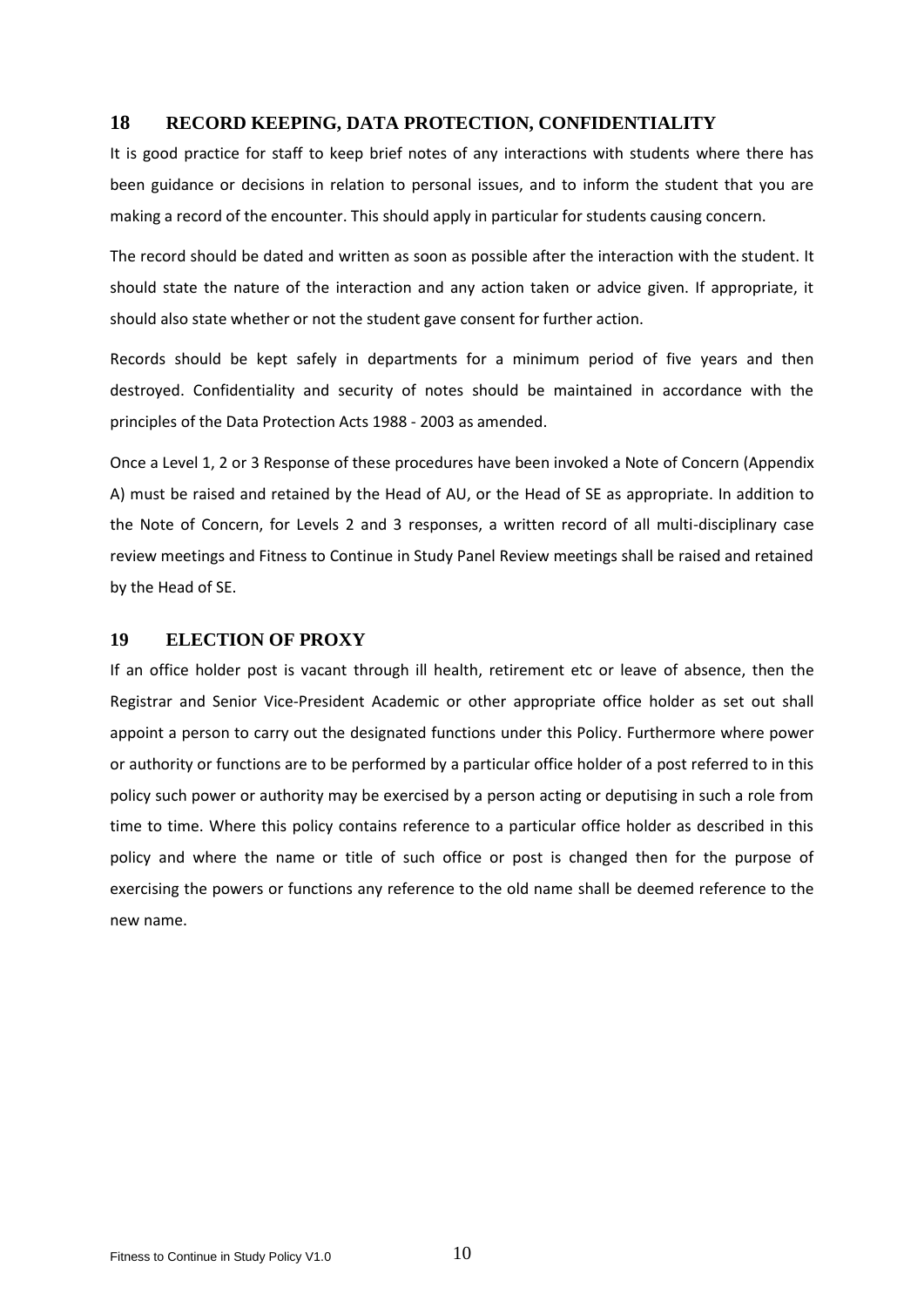## 18 RECORD KEEPING, DATA PROTECTION, CONFIDENTIALITY

It is good practice for staff to keep brief notes of any interactions with students where there has been guidance or decisions in relation to personal issues, and to inform the student that you are making a record of the encounter. This should apply in particular for students causing concern.

The record should be dated and written as soon as possible after the interaction with the student. It should state the nature of the interaction and any action taken or advice given. If appropriate, it should also state whether or not the student gave consent for further action.

Records should be kept safely in departments for a minimum period of five years and then destroyed. Confidentiality and security of notes should be maintained in accordance with the principles of the Data Protection Acts 1988 - 2003 as amended.

Once a Level 1, 2 or 3 Response of these procedures have been invoked a Note of Concern (Appendix A) must be raised and retained by the Head of AU, or the Head of SE as appropriate. In addition to the Note of Concern, for Levels 2 and 3 responses, a written record of all multi-disciplinary case review meetings and Fitness to Continue in Study Panel Review meetings shall be raised and retained by the Head of SE.

## 19 ELECTION OF PROXY

If an office holder post is vacant through ill health, retirement etc or leave of absence, then the Registrar and Senior Vice-President Academic or other appropriate office holder as set out shall appoint a person to carry out the designated functions under this Policy. Furthermore where power or authority or functions are to be performed by a particular office holder of a post referred to in this policy such power or authority may be exercised by a person acting or deputising in such a role from time to time. Where this policy contains reference to a particular office holder as described in this policy and where the name or title of such office or post is changed then for the purpose of exercising the powers or functions any reference to the old name shall be deemed reference to the new name.